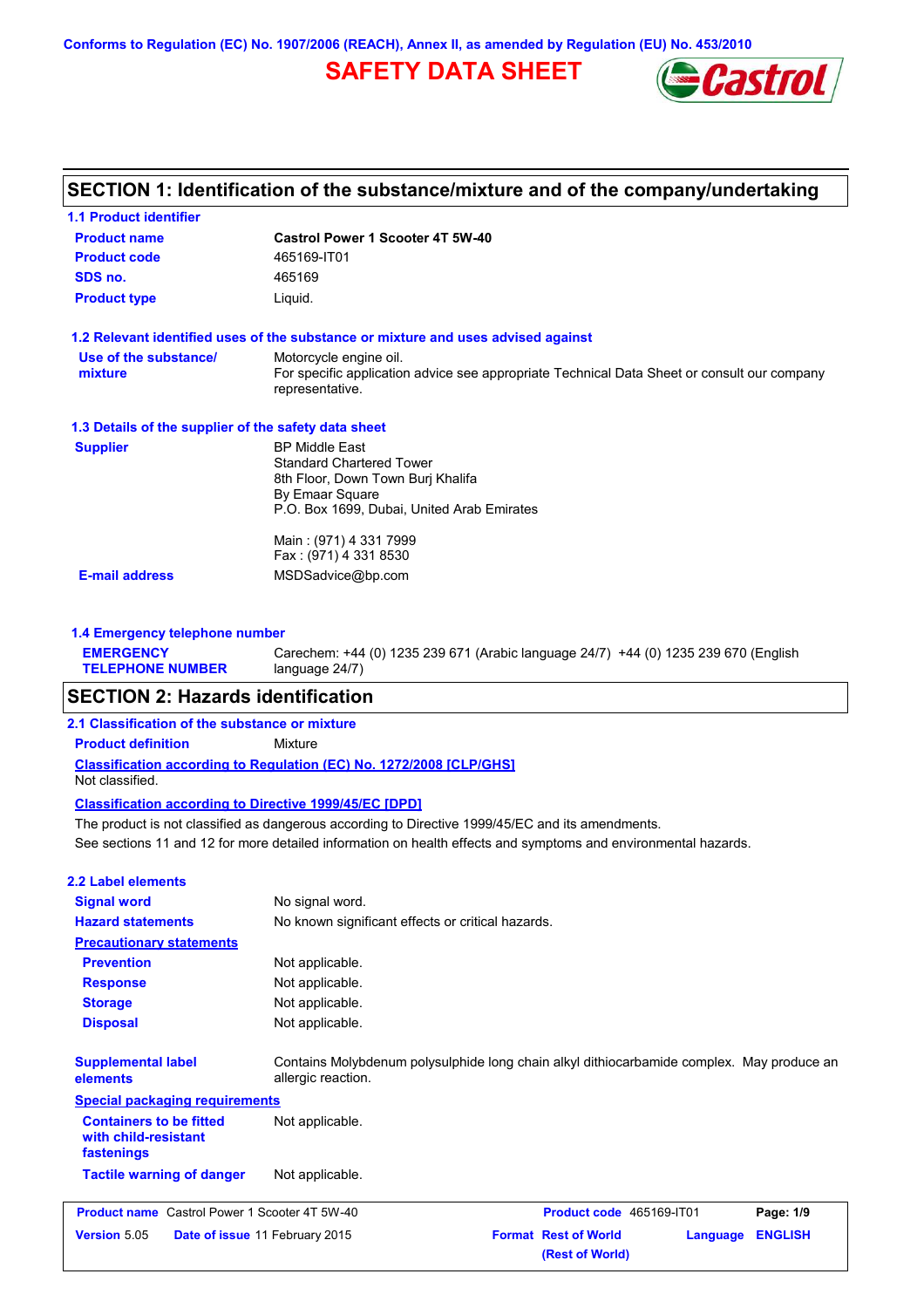Conforms to Regulation (EC) No. 1907/2006 (REACH), Annex II, as amended by Regulation (EU) No. 453/2010

# SAFETY DATA SHEET

## SECTION 1: Identification of the substance/mixture and of the company/undertaking

### 1.1 Product identifier

| | |
|---|---|
| **Product name** | **Castrol Power 1 Scooter 4T 5W-40** |
| **Product code** | 465169-IT01 |
| **SDS no.** | 465169 |
| **Product type** | Liquid. |

### 1.2 Relevant identified uses of the substance or mixture and uses advised against

| | |
|---|---|
| **Use of the substance/ mixture** | Motorcycle engine oil. For specific application advice see appropriate Technical Data Sheet or consult our company representative. |

### 1.3 Details of the supplier of the safety data sheet

| | |
|---|---|
| **Supplier** | BP Middle East<br>Standard Chartered Tower<br>8th Floor, Down Town Burj Khalifa<br>By Emaar Square<br>P.O. Box 1699, Dubai, United Arab Emirates<br><br>Main : (971) 4 331 7999<br>Fax : (971) 4 331 8530 |
| **E-mail address** | MSDSadvice@bp.com |

### 1.4 Emergency telephone number

| | |
|---|---|
| **EMERGENCY TELEPHONE NUMBER** | Carechem: +44 (0) 1235 239 671 (Arabic language 24/7) +44 (0) 1235 239 670 (English language 24/7) |

## SECTION 2: Hazards identification

### 2.1 Classification of the substance or mixture

**Product definition** Mixture

**Classification according to Regulation (EC) No. 1272/2008 [CLP/GHS]**

Not classified.

**Classification according to Directive 1999/45/EC [DPD]**

The product is not classified as dangerous according to Directive 1999/45/EC and its amendments.

See sections 11 and 12 for more detailed information on health effects and symptoms and environmental hazards.

### 2.2 Label elements

| | |
|---|---|
| **Signal word** | No signal word. |
| **Hazard statements** | No known significant effects or critical hazards. |
| **Precautionary statements** | |
| **Prevention** | Not applicable. |
| **Response** | Not applicable. |
| **Storage** | Not applicable. |
| **Disposal** | Not applicable. |
| **Supplemental label elements** | Contains Molybdenum polysulphide long chain alkyl dithiocarbamide complex. May produce an allergic reaction. |
| **Special packaging requirements** | |
| **Containers to be fitted with child-resistant fastenings** | Not applicable. |
| **Tactile warning of danger** | Not applicable. |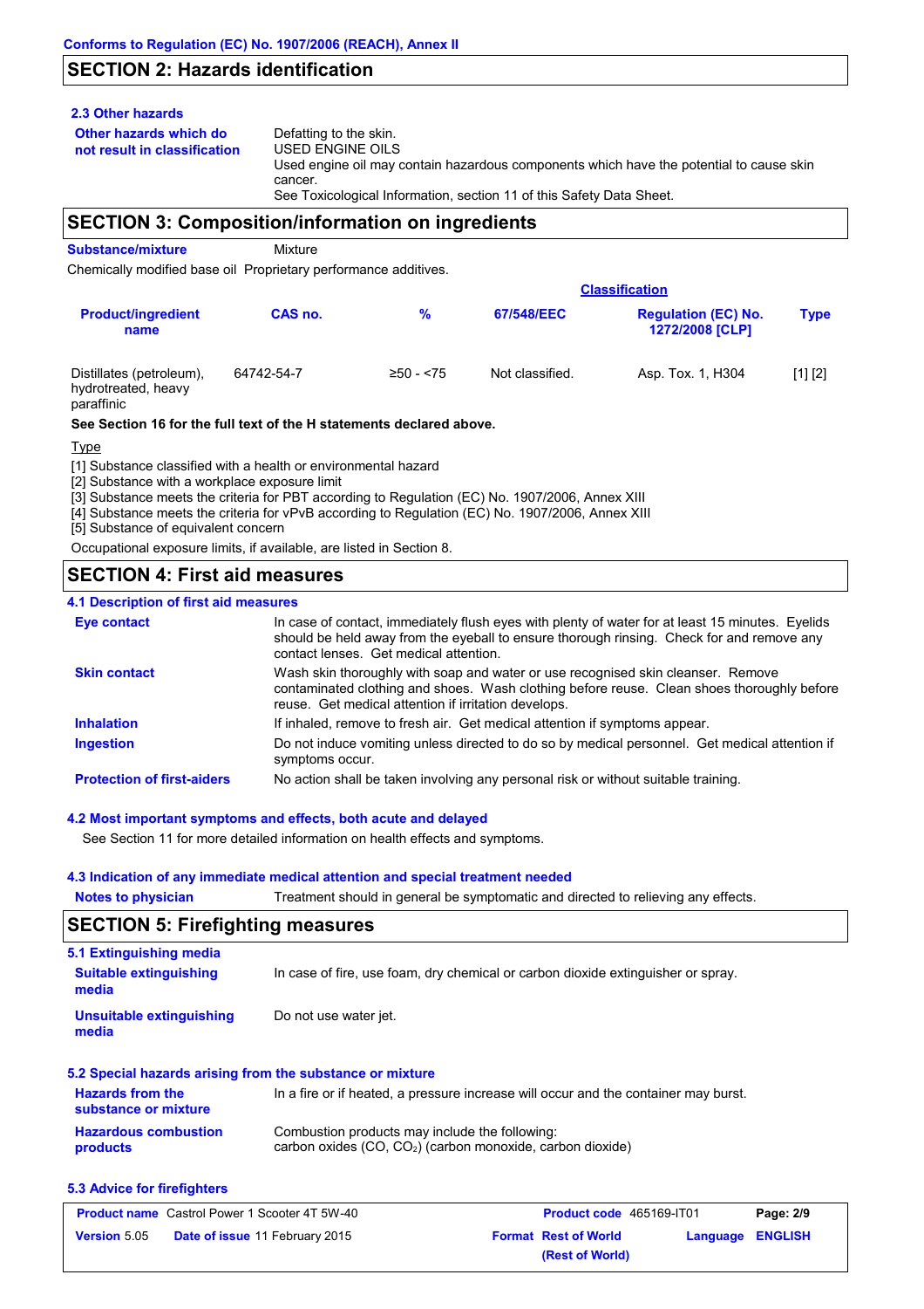## SECTION 2: Hazards identification

### 2.3 Other hazards

**Other hazards which do not result in classification**: Defatting to the skin.
USED ENGINE OILS
Used engine oil may contain hazardous components which have the potential to cause skin cancer.
See Toxicological Information, section 11 of this Safety Data Sheet.

## SECTION 3: Composition/information on ingredients

**Substance/mixture**: Mixture

Chemically modified base oil Proprietary performance additives.

| Product/ingredient name | CAS no. | % | Classification 67/548/EEC | Classification Regulation (EC) No. 1272/2008 [CLP] | Type |
|---|---|---|---|---|---|
| Distillates (petroleum), hydrotreated, heavy paraffinic | 64742-54-7 | ≥50 - <75 | Not classified. | Asp. Tox. 1, H304 | [1] [2] |

**See Section 16 for the full text of the H statements declared above.**

Type

[1] Substance classified with a health or environmental hazard
[2] Substance with a workplace exposure limit
[3] Substance meets the criteria for PBT according to Regulation (EC) No. 1907/2006, Annex XIII
[4] Substance meets the criteria for vPvB according to Regulation (EC) No. 1907/2006, Annex XIII
[5] Substance of equivalent concern

Occupational exposure limits, if available, are listed in Section 8.

## SECTION 4: First aid measures

### 4.1 Description of first aid measures

**Eye contact**: In case of contact, immediately flush eyes with plenty of water for at least 15 minutes. Eyelids should be held away from the eyeball to ensure thorough rinsing. Check for and remove any contact lenses. Get medical attention.

**Skin contact**: Wash skin thoroughly with soap and water or use recognised skin cleanser. Remove contaminated clothing and shoes. Wash clothing before reuse. Clean shoes thoroughly before reuse. Get medical attention if irritation develops.

**Inhalation**: If inhaled, remove to fresh air. Get medical attention if symptoms appear.

**Ingestion**: Do not induce vomiting unless directed to do so by medical personnel. Get medical attention if symptoms occur.

**Protection of first-aiders**: No action shall be taken involving any personal risk or without suitable training.

### 4.2 Most important symptoms and effects, both acute and delayed

See Section 11 for more detailed information on health effects and symptoms.

### 4.3 Indication of any immediate medical attention and special treatment needed

**Notes to physician**: Treatment should in general be symptomatic and directed to relieving any effects.

## SECTION 5: Firefighting measures

### 5.1 Extinguishing media

**Suitable extinguishing media**: In case of fire, use foam, dry chemical or carbon dioxide extinguisher or spray.

**Unsuitable extinguishing media**: Do not use water jet.

### 5.2 Special hazards arising from the substance or mixture

**Hazards from the substance or mixture**: In a fire or if heated, a pressure increase will occur and the container may burst.

**Hazardous combustion products**: Combustion products may include the following:
carbon oxides ($CO$, $CO_2$) (carbon monoxide, carbon dioxide)

### 5.3 Advice for firefighters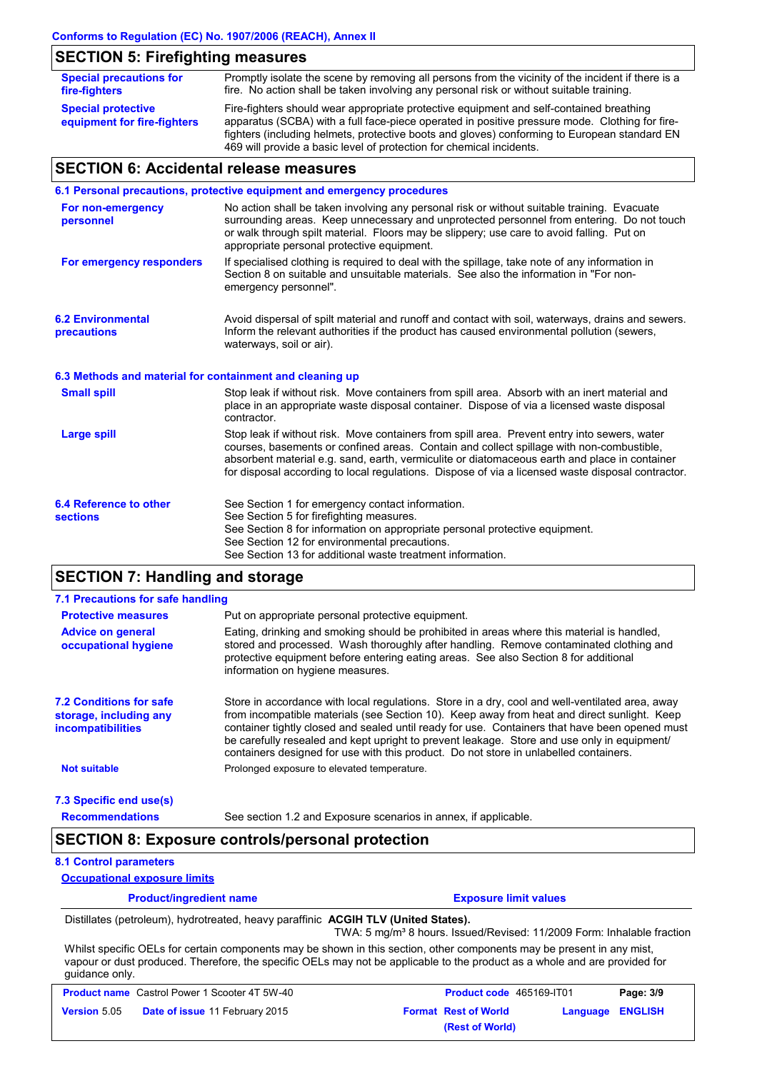## SECTION 5: Firefighting measures

| | |
|---|---|
| **Special precautions for fire-fighters** | Promptly isolate the scene by removing all persons from the vicinity of the incident if there is a fire. No action shall be taken involving any personal risk or without suitable training. |
| **Special protective equipment for fire-fighters** | Fire-fighters should wear appropriate protective equipment and self-contained breathing apparatus (SCBA) with a full face-piece operated in positive pressure mode. Clothing for fire-fighters (including helmets, protective boots and gloves) conforming to European standard EN 469 will provide a basic level of protection for chemical incidents. |

## SECTION 6: Accidental release measures

### 6.1 Personal precautions, protective equipment and emergency procedures

| | |
|---|---|
| **For non-emergency personnel** | No action shall be taken involving any personal risk or without suitable training. Evacuate surrounding areas. Keep unnecessary and unprotected personnel from entering. Do not touch or walk through spilt material. Floors may be slippery; use care to avoid falling. Put on appropriate personal protective equipment. |
| **For emergency responders** | If specialised clothing is required to deal with the spillage, take note of any information in Section 8 on suitable and unsuitable materials. See also the information in "For non-emergency personnel". |

| | |
|---|---|
| **6.2 Environmental precautions** | Avoid dispersal of spilt material and runoff and contact with soil, waterways, drains and sewers. Inform the relevant authorities if the product has caused environmental pollution (sewers, waterways, soil or air). |

### 6.3 Methods and material for containment and cleaning up

| | |
|---|---|
| **Small spill** | Stop leak if without risk. Move containers from spill area. Absorb with an inert material and place in an appropriate waste disposal container. Dispose of via a licensed waste disposal contractor. |
| **Large spill** | Stop leak if without risk. Move containers from spill area. Prevent entry into sewers, water courses, basements or confined areas. Contain and collect spillage with non-combustible, absorbent material e.g. sand, earth, vermiculite or diatomaceous earth and place in container for disposal according to local regulations. Dispose of via a licensed waste disposal contractor. |

| | |
|---|---|
| **6.4 Reference to other sections** | See Section 1 for emergency contact information.<br>See Section 5 for firefighting measures.<br>See Section 8 for information on appropriate personal protective equipment.<br>See Section 12 for environmental precautions.<br>See Section 13 for additional waste treatment information. |

## SECTION 7: Handling and storage

### 7.1 Precautions for safe handling

| | |
|---|---|
| **Protective measures** | Put on appropriate personal protective equipment. |
| **Advice on general occupational hygiene** | Eating, drinking and smoking should be prohibited in areas where this material is handled, stored and processed. Wash thoroughly after handling. Remove contaminated clothing and protective equipment before entering eating areas. See also Section 8 for additional information on hygiene measures. |

| | |
|---|---|
| **7.2 Conditions for safe storage, including any incompatibilities** | Store in accordance with local regulations. Store in a dry, cool and well-ventilated area, away from incompatible materials (see Section 10). Keep away from heat and direct sunlight. Keep container tightly closed and sealed until ready for use. Containers that have been opened must be carefully resealed and kept upright to prevent leakage. Store and use only in equipment/containers designed for use with this product. Do not store in unlabelled containers. |
| **Not suitable** | Prolonged exposure to elevated temperature. |

### 7.3 Specific end use(s)

| | |
|---|---|
| **Recommendations** | See section 1.2 and Exposure scenarios in annex, if applicable. |

## SECTION 8: Exposure controls/personal protection

### 8.1 Control parameters

**Occupational exposure limits**

| Product/ingredient name | Exposure limit values |
|---|---|
| Distillates (petroleum), hydrotreated, heavy paraffinic | **ACGIH TLV (United States).**<br>TWA: 5 mg/m³ 8 hours. Issued/Revised: 11/2009 Form: Inhalable fraction |

Whilst specific OELs for certain components may be shown in this section, other components may be present in any mist, vapour or dust produced. Therefore, the specific OELs may not be applicable to the product as a whole and are provided for guidance only.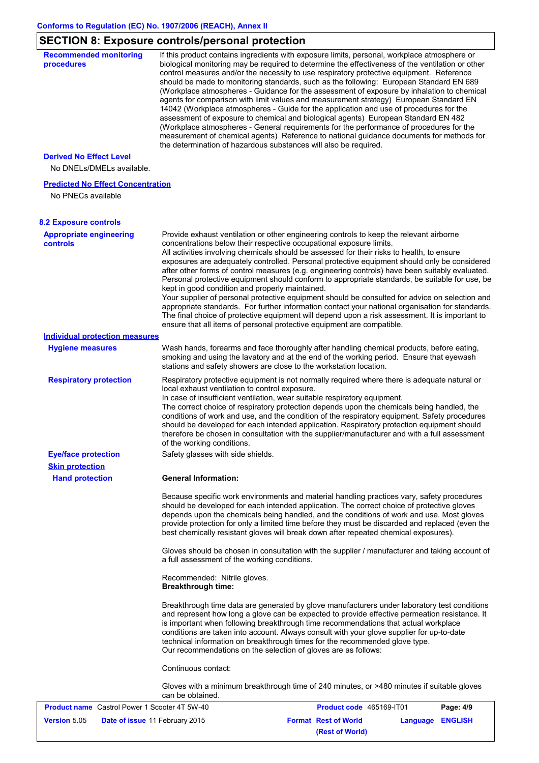## SECTION 8: Exposure controls/personal protection

**Recommended monitoring procedures**

If this product contains ingredients with exposure limits, personal, workplace atmosphere or biological monitoring may be required to determine the effectiveness of the ventilation or other control measures and/or the necessity to use respiratory protective equipment. Reference should be made to monitoring standards, such as the following: European Standard EN 689 (Workplace atmospheres - Guidance for the assessment of exposure by inhalation to chemical agents for comparison with limit values and measurement strategy) European Standard EN 14042 (Workplace atmospheres - Guide for the application and use of procedures for the assessment of exposure to chemical and biological agents) European Standard EN 482 (Workplace atmospheres - General requirements for the performance of procedures for the measurement of chemical agents) Reference to national guidance documents for methods for the determination of hazardous substances will also be required.

**Derived No Effect Level**

No DNELs/DMELs available.

**Predicted No Effect Concentration**

No PNECs available

### 8.2 Exposure controls

**Appropriate engineering controls**

Provide exhaust ventilation or other engineering controls to keep the relevant airborne concentrations below their respective occupational exposure limits.
All activities involving chemicals should be assessed for their risks to health, to ensure exposures are adequately controlled. Personal protective equipment should only be considered after other forms of control measures (e.g. engineering controls) have been suitably evaluated. Personal protective equipment should conform to appropriate standards, be suitable for use, be kept in good condition and properly maintained.
Your supplier of personal protective equipment should be consulted for advice on selection and appropriate standards. For further information contact your national organisation for standards.
The final choice of protective equipment will depend upon a risk assessment. It is important to ensure that all items of personal protective equipment are compatible.

**Individual protection measures**

**Hygiene measures**

Wash hands, forearms and face thoroughly after handling chemical products, before eating, smoking and using the lavatory and at the end of the working period. Ensure that eyewash stations and safety showers are close to the workstation location.

**Respiratory protection**

Respiratory protective equipment is not normally required where there is adequate natural or local exhaust ventilation to control exposure.
In case of insufficient ventilation, wear suitable respiratory equipment.
The correct choice of respiratory protection depends upon the chemicals being handled, the conditions of work and use, and the condition of the respiratory equipment. Safety procedures should be developed for each intended application. Respiratory protection equipment should therefore be chosen in consultation with the supplier/manufacturer and with a full assessment of the working conditions.

**Eye/face protection**

Safety glasses with side shields.

**Skin protection**

**Hand protection**

**General Information:**

Because specific work environments and material handling practices vary, safety procedures should be developed for each intended application. The correct choice of protective gloves depends upon the chemicals being handled, and the conditions of work and use. Most gloves provide protection for only a limited time before they must be discarded and replaced (even the best chemically resistant gloves will break down after repeated chemical exposures).

Gloves should be chosen in consultation with the supplier / manufacturer and taking account of a full assessment of the working conditions.

Recommended: Nitrile gloves.
**Breakthrough time:**

Breakthrough time data are generated by glove manufacturers under laboratory test conditions and represent how long a glove can be expected to provide effective permeation resistance. It is important when following breakthrough time recommendations that actual workplace conditions are taken into account. Always consult with your glove supplier for up-to-date technical information on breakthrough times for the recommended glove type.
Our recommendations on the selection of gloves are as follows:

Continuous contact:

Gloves with a minimum breakthrough time of 240 minutes, or >480 minutes if suitable gloves can be obtained.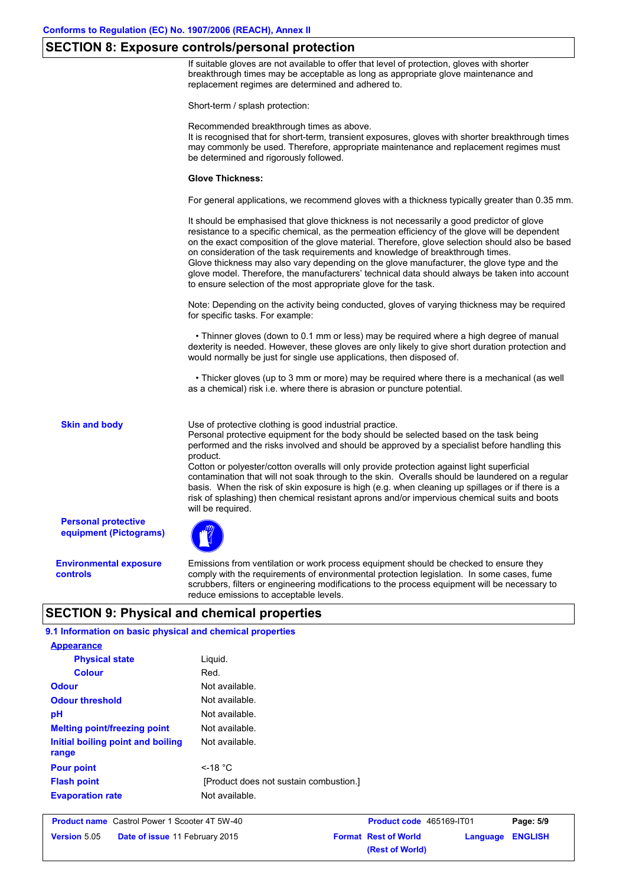## SECTION 8: Exposure controls/personal protection

If suitable gloves are not available to offer that level of protection, gloves with shorter breakthrough times may be acceptable as long as appropriate glove maintenance and replacement regimes are determined and adhered to.

Short-term / splash protection:

Recommended breakthrough times as above.
It is recognised that for short-term, transient exposures, gloves with shorter breakthrough times may commonly be used. Therefore, appropriate maintenance and replacement regimes must be determined and rigorously followed.

**Glove Thickness:**

For general applications, we recommend gloves with a thickness typically greater than 0.35 mm.

It should be emphasised that glove thickness is not necessarily a good predictor of glove resistance to a specific chemical, as the permeation efficiency of the glove will be dependent on the exact composition of the glove material. Therefore, glove selection should also be based on consideration of the task requirements and knowledge of breakthrough times.
Glove thickness may also vary depending on the glove manufacturer, the glove type and the glove model. Therefore, the manufacturers' technical data should always be taken into account to ensure selection of the most appropriate glove for the task.

Note: Depending on the activity being conducted, gloves of varying thickness may be required for specific tasks. For example:

- Thinner gloves (down to 0.1 mm or less) may be required where a high degree of manual dexterity is needed. However, these gloves are only likely to give short duration protection and would normally be just for single use applications, then disposed of.

- Thicker gloves (up to 3 mm or more) may be required where there is a mechanical (as well as a chemical) risk i.e. where there is abrasion or puncture potential.

**Skin and body**

Use of protective clothing is good industrial practice.
Personal protective equipment for the body should be selected based on the task being performed and the risks involved and should be approved by a specialist before handling this product.
Cotton or polyester/cotton overalls will only provide protection against light superficial contamination that will not soak through to the skin. Overalls should be laundered on a regular basis. When the risk of skin exposure is high (e.g. when cleaning up spillages or if there is a risk of splashing) then chemical resistant aprons and/or impervious chemical suits and boots will be required.

**Personal protective equipment (Pictograms)**

**Environmental exposure controls**

Emissions from ventilation or work process equipment should be checked to ensure they comply with the requirements of environmental protection legislation. In some cases, fume scrubbers, filters or engineering modifications to the process equipment will be necessary to reduce emissions to acceptable levels.

## SECTION 9: Physical and chemical properties

### 9.1 Information on basic physical and chemical properties

| | |
|---|---|
| **Appearance** | |
| **Physical state** | Liquid. |
| **Colour** | Red. |
| **Odour** | Not available. |
| **Odour threshold** | Not available. |
| **pH** | Not available. |
| **Melting point/freezing point** | Not available. |
| **Initial boiling point and boiling range** | Not available. |
| **Pour point** | <-18 °C |
| **Flash point** | [Product does not sustain combustion.] |
| **Evaporation rate** | Not available. |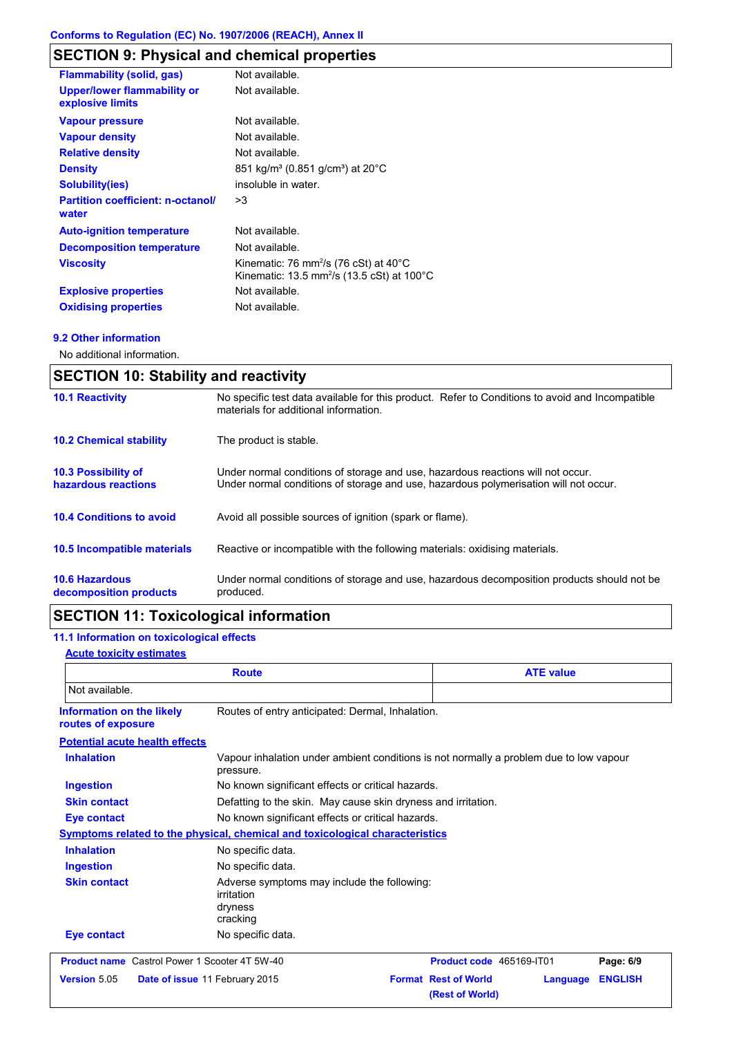## SECTION 9: Physical and chemical properties

| | |
|---|---|
| **Flammability (solid, gas)** | Not available. |
| **Upper/lower flammability or explosive limits** | Not available. |
| **Vapour pressure** | Not available. |
| **Vapour density** | Not available. |
| **Relative density** | Not available. |
| **Density** | 851 kg/m³ (0.851 g/cm³) at 20°C |
| **Solubility(ies)** | insoluble in water. |
| **Partition coefficient: n-octanol/water** | >3 |
| **Auto-ignition temperature** | Not available. |
| **Decomposition temperature** | Not available. |
| **Viscosity** | Kinematic: 76 $mm^2/s$ (76 cSt) at 40°C<br>Kinematic: 13.5 $mm^2/s$ (13.5 cSt) at 100°C |
| **Explosive properties** | Not available. |
| **Oxidising properties** | Not available. |

### 9.2 Other information

No additional information.

## SECTION 10: Stability and reactivity

| | |
|---|---|
| **10.1 Reactivity** | No specific test data available for this product. Refer to Conditions to avoid and Incompatible materials for additional information. |
| **10.2 Chemical stability** | The product is stable. |
| **10.3 Possibility of hazardous reactions** | Under normal conditions of storage and use, hazardous reactions will not occur.<br>Under normal conditions of storage and use, hazardous polymerisation will not occur. |
| **10.4 Conditions to avoid** | Avoid all possible sources of ignition (spark or flame). |
| **10.5 Incompatible materials** | Reactive or incompatible with the following materials: oxidising materials. |
| **10.6 Hazardous decomposition products** | Under normal conditions of storage and use, hazardous decomposition products should not be produced. |

## SECTION 11: Toxicological information

### 11.1 Information on toxicological effects

**Acute toxicity estimates**

| Route | ATE value |
|---|---|
| Not available. | |

**Information on the likely routes of exposure**: Routes of entry anticipated: Dermal, Inhalation.

**Potential acute health effects**

| | |
|---|---|
| **Inhalation** | Vapour inhalation under ambient conditions is not normally a problem due to low vapour pressure. |
| **Ingestion** | No known significant effects or critical hazards. |
| **Skin contact** | Defatting to the skin. May cause skin dryness and irritation. |
| **Eye contact** | No known significant effects or critical hazards. |

**Symptoms related to the physical, chemical and toxicological characteristics**

| | |
|---|---|
| **Inhalation** | No specific data. |
| **Ingestion** | No specific data. |
| **Skin contact** | Adverse symptoms may include the following:<br>irritation<br>dryness<br>cracking |
| **Eye contact** | No specific data. |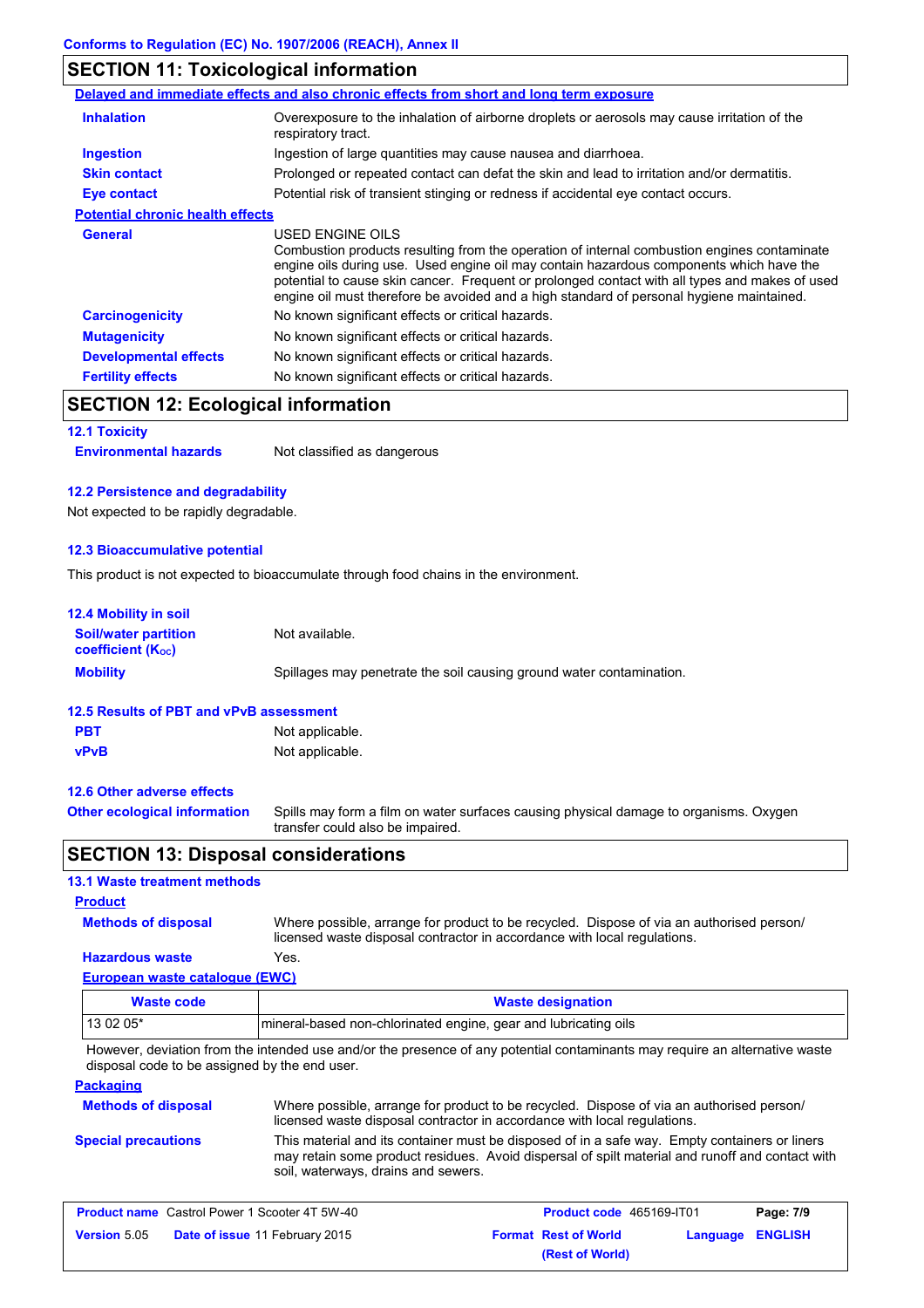## SECTION 11: Toxicological information

**Delayed and immediate effects and also chronic effects from short and long term exposure**

| | |
|---|---|
| **Inhalation** | Overexposure to the inhalation of airborne droplets or aerosols may cause irritation of the respiratory tract. |
| **Ingestion** | Ingestion of large quantities may cause nausea and diarrhoea. |
| **Skin contact** | Prolonged or repeated contact can defat the skin and lead to irritation and/or dermatitis. |
| **Eye contact** | Potential risk of transient stinging or redness if accidental eye contact occurs. |

**Potential chronic health effects**

| | |
|---|---|
| **General** | USED ENGINE OILS<br>Combustion products resulting from the operation of internal combustion engines contaminate engine oils during use. Used engine oil may contain hazardous components which have the potential to cause skin cancer. Frequent or prolonged contact with all types and makes of used engine oil must therefore be avoided and a high standard of personal hygiene maintained. |
| **Carcinogenicity** | No known significant effects or critical hazards. |
| **Mutagenicity** | No known significant effects or critical hazards. |
| **Developmental effects** | No known significant effects or critical hazards. |
| **Fertility effects** | No known significant effects or critical hazards. |

## SECTION 12: Ecological information

### 12.1 Toxicity

**Environmental hazards** Not classified as dangerous

### 12.2 Persistence and degradability

Not expected to be rapidly degradable.

### 12.3 Bioaccumulative potential

This product is not expected to bioaccumulate through food chains in the environment.

### 12.4 Mobility in soil

| | |
|---|---|
| **Soil/water partition coefficient ($K_{OC}$)** | Not available. |
| **Mobility** | Spillages may penetrate the soil causing ground water contamination. |

### 12.5 Results of PBT and vPvB assessment

| | |
|---|---|
| **PBT** | Not applicable. |
| **vPvB** | Not applicable. |

### 12.6 Other adverse effects

**Other ecological information** Spills may form a film on water surfaces causing physical damage to organisms. Oxygen transfer could also be impaired.

## SECTION 13: Disposal considerations

### 13.1 Waste treatment methods

**Product**

| | |
|---|---|
| **Methods of disposal** | Where possible, arrange for product to be recycled. Dispose of via an authorised person/ licensed waste disposal contractor in accordance with local regulations. |
| **Hazardous waste** | Yes. |

**European waste catalogue (EWC)**

| Waste code | Waste designation |
|---|---|
| 13 02 05* | mineral-based non-chlorinated engine, gear and lubricating oils |

However, deviation from the intended use and/or the presence of any potential contaminants may require an alternative waste disposal code to be assigned by the end user.

**Packaging**

| | |
|---|---|
| **Methods of disposal** | Where possible, arrange for product to be recycled. Dispose of via an authorised person/ licensed waste disposal contractor in accordance with local regulations. |
| **Special precautions** | This material and its container must be disposed of in a safe way. Empty containers or liners may retain some product residues. Avoid dispersal of spilt material and runoff and contact with soil, waterways, drains and sewers. |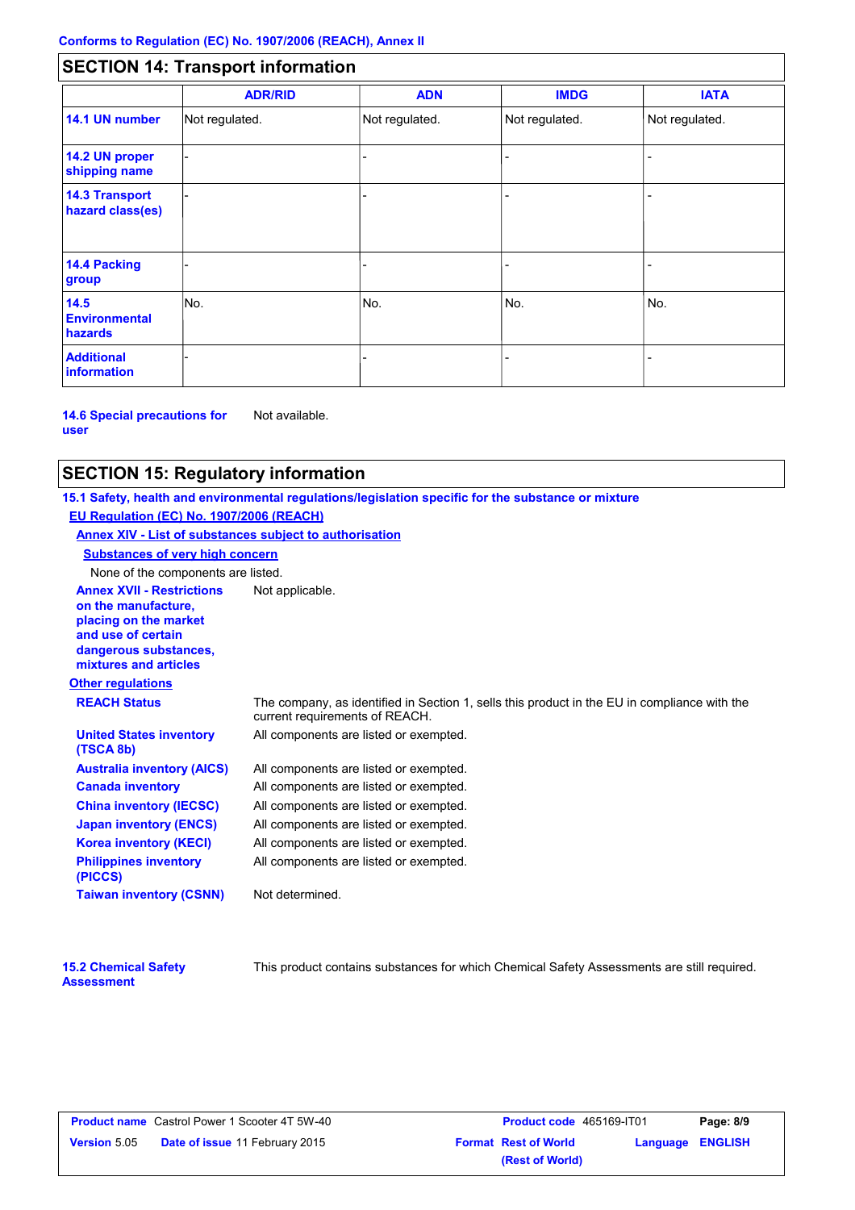## SECTION 14: Transport information

| | ADR/RID | ADN | IMDG | IATA |
|---|---|---|---|---|
| **14.1 UN number** | Not regulated. | Not regulated. | Not regulated. | Not regulated. |
| **14.2 UN proper shipping name** | - | - | - | - |
| **14.3 Transport hazard class(es)** | - | - | - | - |
| **14.4 Packing group** | - | - | - | - |
| **14.5 Environmental hazards** | No. | No. | No. | No. |
| **Additional information** | - | - | - | - |

**14.6 Special precautions for user** Not available.

## SECTION 15: Regulatory information

**15.1 Safety, health and environmental regulations/legislation specific for the substance or mixture**

**EU Regulation (EC) No. 1907/2006 (REACH)**

**Annex XIV - List of substances subject to authorisation**

**Substances of very high concern**

None of the components are listed.

**Annex XVII - Restrictions on the manufacture, placing on the market and use of certain dangerous substances, mixtures and articles** Not applicable.

**Other regulations**

**REACH Status** The company, as identified in Section 1, sells this product in the EU in compliance with the current requirements of REACH.

**United States inventory (TSCA 8b)** All components are listed or exempted.

**Australia inventory (AICS)** All components are listed or exempted.

**Canada inventory** All components are listed or exempted.

**China inventory (IECSC)** All components are listed or exempted.

**Japan inventory (ENCS)** All components are listed or exempted.

**Korea inventory (KECI)** All components are listed or exempted.

**Philippines inventory (PICCS)** All components are listed or exempted.

**Taiwan inventory (CSNN)** Not determined.

**15.2 Chemical Safety Assessment** This product contains substances for which Chemical Safety Assessments are still required.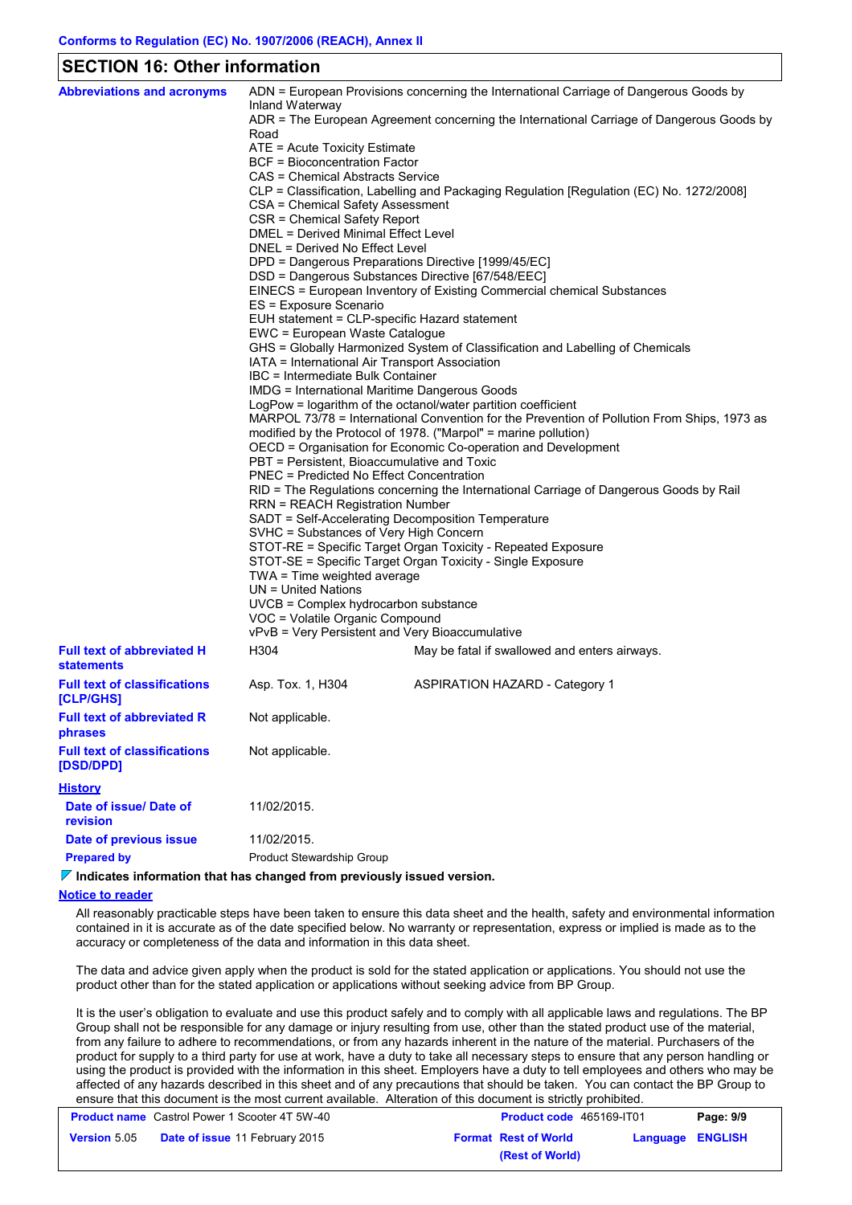## SECTION 16: Other information

**Abbreviations and acronyms**

ADN = European Provisions concerning the International Carriage of Dangerous Goods by Inland Waterway
ADR = The European Agreement concerning the International Carriage of Dangerous Goods by Road
ATE = Acute Toxicity Estimate
BCF = Bioconcentration Factor
CAS = Chemical Abstracts Service
CLP = Classification, Labelling and Packaging Regulation [Regulation (EC) No. 1272/2008]
CSA = Chemical Safety Assessment
CSR = Chemical Safety Report
DMEL = Derived Minimal Effect Level
DNEL = Derived No Effect Level
DPD = Dangerous Preparations Directive [1999/45/EC]
DSD = Dangerous Substances Directive [67/548/EEC]
EINECS = European Inventory of Existing Commercial chemical Substances
ES = Exposure Scenario
EUH statement = CLP-specific Hazard statement
EWC = European Waste Catalogue
GHS = Globally Harmonized System of Classification and Labelling of Chemicals
IATA = International Air Transport Association
IBC = Intermediate Bulk Container
IMDG = International Maritime Dangerous Goods
LogPow = logarithm of the octanol/water partition coefficient
MARPOL 73/78 = International Convention for the Prevention of Pollution From Ships, 1973 as modified by the Protocol of 1978. ("Marpol" = marine pollution)
OECD = Organisation for Economic Co-operation and Development
PBT = Persistent, Bioaccumulative and Toxic
PNEC = Predicted No Effect Concentration
RID = The Regulations concerning the International Carriage of Dangerous Goods by Rail
RRN = REACH Registration Number
SADT = Self-Accelerating Decomposition Temperature
SVHC = Substances of Very High Concern
STOT-RE = Specific Target Organ Toxicity - Repeated Exposure
STOT-SE = Specific Target Organ Toxicity - Single Exposure
TWA = Time weighted average
UN = United Nations
UVCB = Complex hydrocarbon substance
VOC = Volatile Organic Compound
vPvB = Very Persistent and Very Bioaccumulative

| | | |
|---|---|---|
| **Full text of abbreviated H statements** | H304 | May be fatal if swallowed and enters airways. |
| **Full text of classifications [CLP/GHS]** | Asp. Tox. 1, H304 | ASPIRATION HAZARD - Category 1 |
| **Full text of abbreviated R phrases** | Not applicable. | |
| **Full text of classifications [DSD/DPD]** | Not applicable. | |

**History**

| | |
|---|---|
| **Date of issue/ Date of revision** | 11/02/2015. |
| **Date of previous issue** | 11/02/2015. |
| **Prepared by** | Product Stewardship Group |

**Indicates information that has changed from previously issued version.**

**Notice to reader**

All reasonably practicable steps have been taken to ensure this data sheet and the health, safety and environmental information contained in it is accurate as of the date specified below. No warranty or representation, express or implied is made as to the accuracy or completeness of the data and information in this data sheet.

The data and advice given apply when the product is sold for the stated application or applications. You should not use the product other than for the stated application or applications without seeking advice from BP Group.

It is the user's obligation to evaluate and use this product safely and to comply with all applicable laws and regulations. The BP Group shall not be responsible for any damage or injury resulting from use, other than the stated product use of the material, from any failure to adhere to recommendations, or from any hazards inherent in the nature of the material. Purchasers of the product for supply to a third party for use at work, have a duty to take all necessary steps to ensure that any person handling or using the product is provided with the information in this sheet. Employers have a duty to tell employees and others who may be affected of any hazards described in this sheet and of any precautions that should be taken. You can contact the BP Group to ensure that this document is the most current available. Alteration of this document is strictly prohibited.

| | | | |
|---|---|---|---|
| **Product name** Castrol Power 1 Scooter 4T 5W-40 | | **Product code** 465169-IT01 | |
| **Version** 5.05 | **Date of issue** 11 February 2015 | **Format** Rest of World (Rest of World) | **Language** ENGLISH |